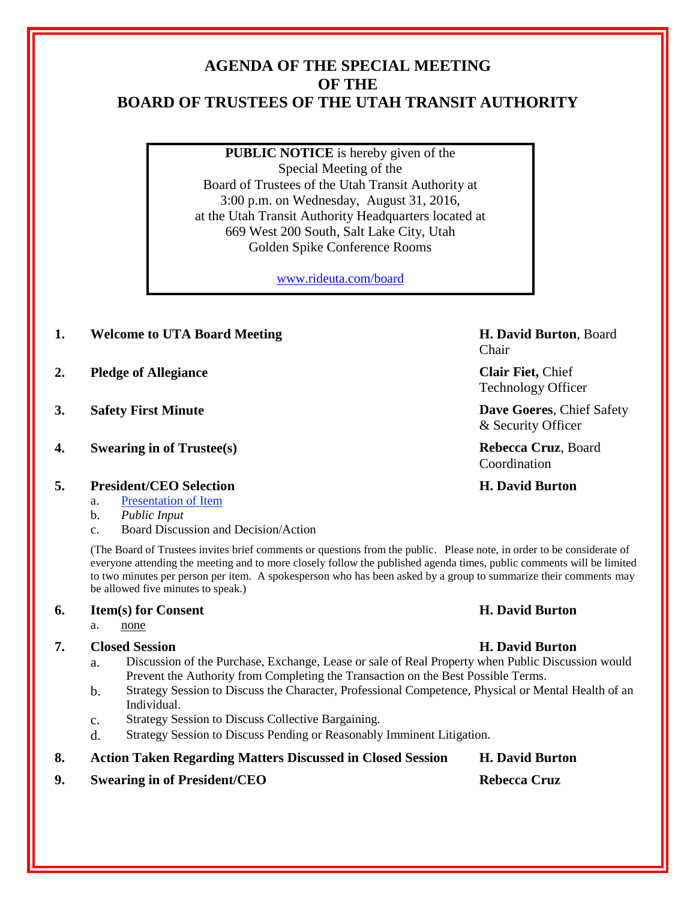# AGENDA OF THE SPECIAL MEETING OF THE BOARD OF TRUSTEES OF THE UTAH TRANSIT AUTHORITY

**PUBLIC NOTICE** is hereby given of the Special Meeting of the Board of Trustees of the Utah Transit Authority at 3:00 p.m. on Wednesday, August 31, 2016, at the Utah Transit Authority Headquarters located at 669 West 200 South, Salt Lake City, Utah Golden Spike Conference Rooms

www.rideuta.com/board

1. **Welcome to UTA Board Meeting** — **H. David Burton**, Board Chair

2. **Pledge of Allegiance** — **Clair Fiet,** Chief Technology Officer

3. **Safety First Minute** — **Dave Goeres**, Chief Safety & Security Officer

4. **Swearing in of Trustee(s)** — **Rebecca Cruz**, Board Coordination

5. **President/CEO Selection** — **H. David Burton**
   a. Presentation of Item
   b. *Public Input*
   c. Board Discussion and Decision/Action

   (The Board of Trustees invites brief comments or questions from the public. Please note, in order to be considerate of everyone attending the meeting and to more closely follow the published agenda times, public comments will be limited to two minutes per person per item. A spokesperson who has been asked by a group to summarize their comments may be allowed five minutes to speak.)

6. **Item(s) for Consent** — **H. David Burton**
   a. none

7. **Closed Session** — **H. David Burton**
   a. Discussion of the Purchase, Exchange, Lease or sale of Real Property when Public Discussion would Prevent the Authority from Completing the Transaction on the Best Possible Terms.
   b. Strategy Session to Discuss the Character, Professional Competence, Physical or Mental Health of an Individual.
   c. Strategy Session to Discuss Collective Bargaining.
   d. Strategy Session to Discuss Pending or Reasonably Imminent Litigation.

8. **Action Taken Regarding Matters Discussed in Closed Session** — **H. David Burton**

9. **Swearing in of President/CEO** — **Rebecca Cruz**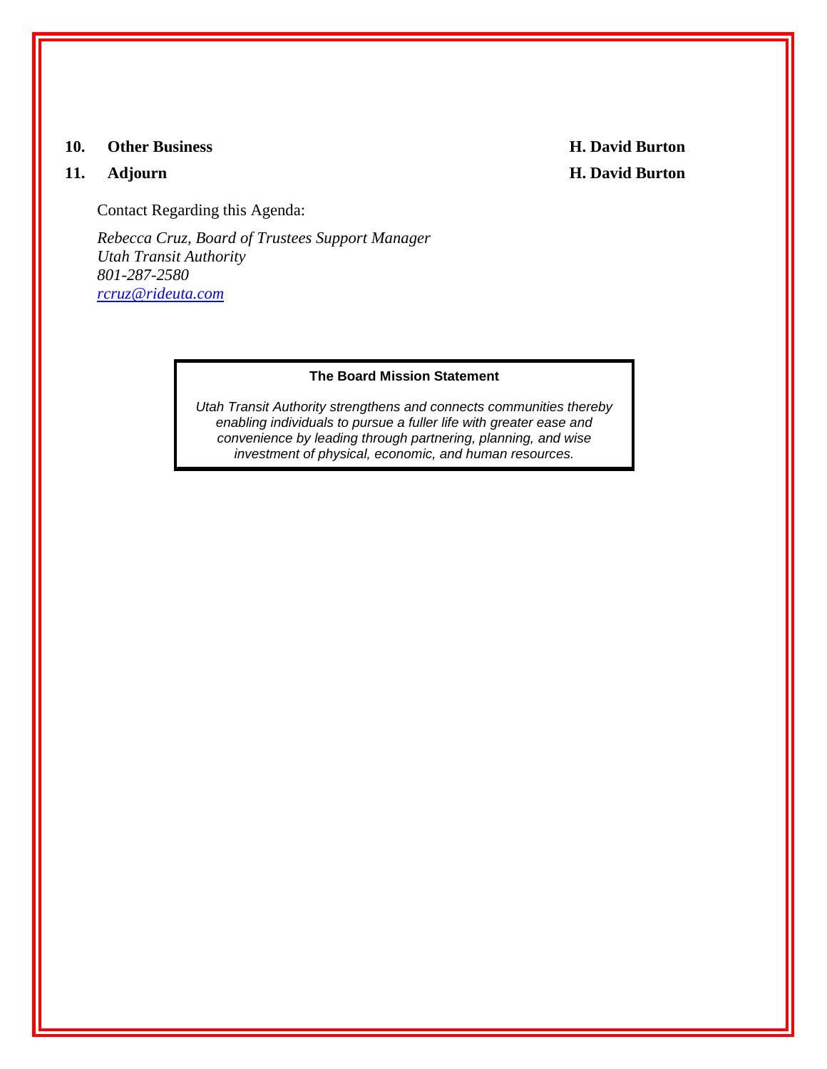**10. Other Business** **H. David Burton**

**11. Adjourn** **H. David Burton**

Contact Regarding this Agenda:

*Rebecca Cruz, Board of Trustees Support Manager*
*Utah Transit Authority*
*801-287-2580*
*rcruz@rideuta.com*

**The Board Mission Statement**

*Utah Transit Authority strengthens and connects communities thereby enabling individuals to pursue a fuller life with greater ease and convenience by leading through partnering, planning, and wise investment of physical, economic, and human resources.*